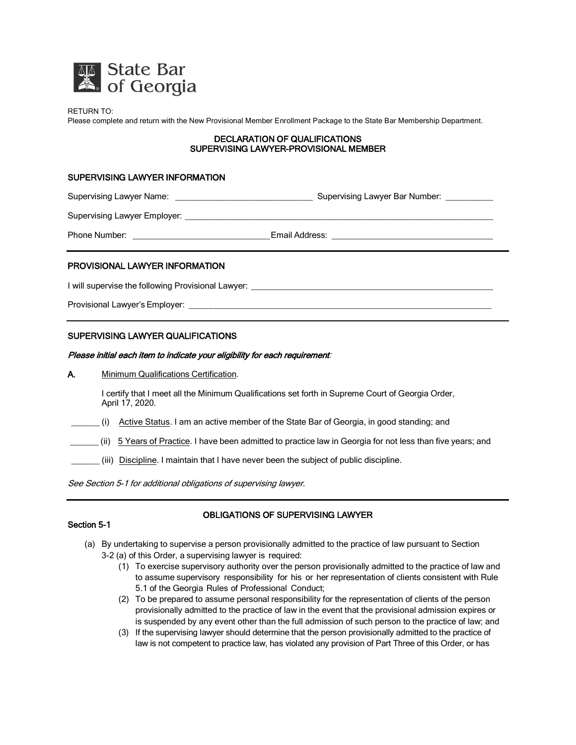State Bar of Georgia

RETURN TO:
Please complete and return with the New Provisional Member Enrollment Package to the State Bar Membership Department.

## DECLARATION OF QUALIFICATIONS
## SUPERVISING LAWYER-PROVISIONAL MEMBER

### SUPERVISING LAWYER INFORMATION

Supervising Lawyer Name: ______________________________ Supervising Lawyer Bar Number: __________

Supervising Lawyer Employer: ______________________________________________________________________

Phone Number: ______________________________ Email Address: ___________________________________

### PROVISIONAL LAWYER INFORMATION

I will supervise the following Provisional Lawyer: _______________________________________________________

Provisional Lawyer's Employer: ____________________________________________________________________

### SUPERVISING LAWYER QUALIFICATIONS

***Please initial each item to indicate your eligibility for each requirement:***

**A.** Minimum Qualifications Certification.

I certify that I meet all the Minimum Qualifications set forth in Supreme Court of Georgia Order, April 17, 2020.

______ (i) Active Status. I am an active member of the State Bar of Georgia, in good standing; and

______ (ii) 5 Years of Practice. I have been admitted to practice law in Georgia for not less than five years; and

______ (iii) Discipline. I maintain that I have never been the subject of public discipline.

*See Section 5-1 for additional obligations of supervising lawyer.*

### OBLIGATIONS OF SUPERVISING LAWYER

**Section 5-1**

(a) By undertaking to supervise a person provisionally admitted to the practice of law pursuant to Section 3-2 (a) of this Order, a supervising lawyer is required:

(1) To exercise supervisory authority over the person provisionally admitted to the practice of law and to assume supervisory responsibility for his or her representation of clients consistent with Rule 5.1 of the Georgia Rules of Professional Conduct;

(2) To be prepared to assume personal responsibility for the representation of clients of the person provisionally admitted to the practice of law in the event that the provisional admission expires or is suspended by any event other than the full admission of such person to the practice of law; and

(3) If the supervising lawyer should determine that the person provisionally admitted to the practice of law is not competent to practice law, has violated any provision of Part Three of this Order, or has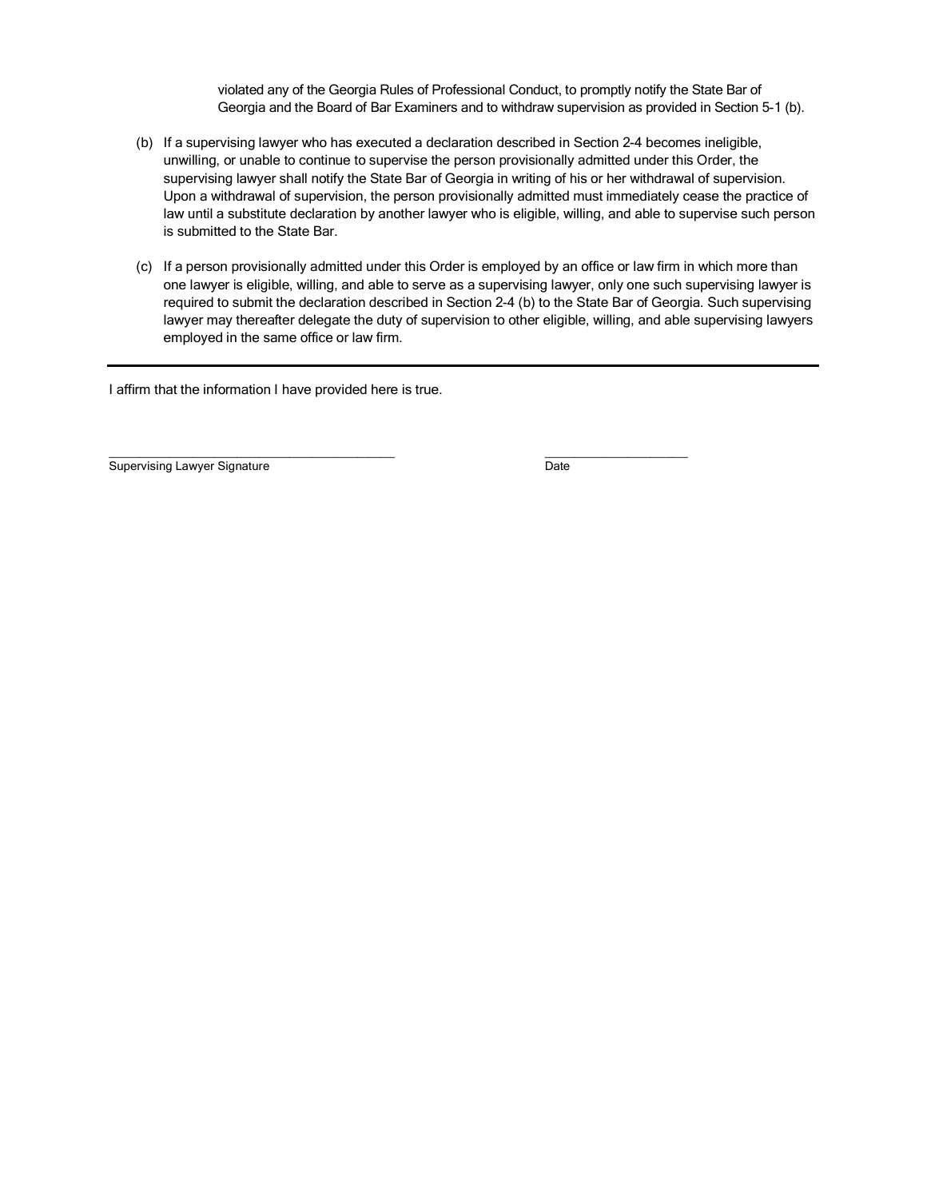violated any of the Georgia Rules of Professional Conduct, to promptly notify the State Bar of Georgia and the Board of Bar Examiners and to withdraw supervision as provided in Section 5-1 (b).

(b) If a supervising lawyer who has executed a declaration described in Section 2-4 becomes ineligible, unwilling, or unable to continue to supervise the person provisionally admitted under this Order, the supervising lawyer shall notify the State Bar of Georgia in writing of his or her withdrawal of supervision. Upon a withdrawal of supervision, the person provisionally admitted must immediately cease the practice of law until a substitute declaration by another lawyer who is eligible, willing, and able to supervise such person is submitted to the State Bar.

(c) If a person provisionally admitted under this Order is employed by an office or law firm in which more than one lawyer is eligible, willing, and able to serve as a supervising lawyer, only one such supervising lawyer is required to submit the declaration described in Section 2-4 (b) to the State Bar of Georgia. Such supervising lawyer may thereafter delegate the duty of supervision to other eligible, willing, and able supervising lawyers employed in the same office or law firm.

---

I affirm that the information I have provided here is true.

\_\_\_\_\_\_\_\_\_\_\_\_\_\_\_\_\_\_\_\_\_\_\_\_\_\_\_\_\_\_\_\_\_\_\_\_\_\_\_\_
Supervising Lawyer Signature

\_\_\_\_\_\_\_\_\_\_\_\_\_\_\_\_\_\_\_\_\_\_
Date